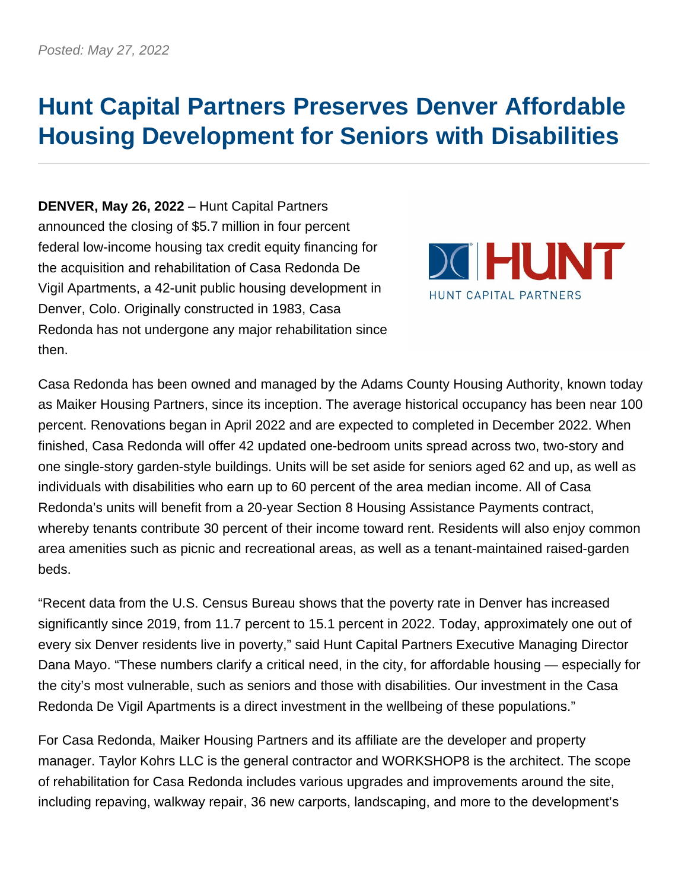*Posted: May 27, 2022*

# Hunt Capital Partners Preserves Denver Affordable Housing Development for Seniors with Disabilities

**DENVER, May 26, 2022** – Hunt Capital Partners announced the closing of $5.7 million in four percent federal low-income housing tax credit equity financing for the acquisition and rehabilitation of Casa Redonda De Vigil Apartments, a 42-unit public housing development in Denver, Colo. Originally constructed in 1983, Casa Redonda has not undergone any major rehabilitation since then.

Casa Redonda has been owned and managed by the Adams County Housing Authority, known today as Maiker Housing Partners, since its inception. The average historical occupancy has been near 100 percent. Renovations began in April 2022 and are expected to completed in December 2022. When finished, Casa Redonda will offer 42 updated one-bedroom units spread across two, two-story and one single-story garden-style buildings. Units will be set aside for seniors aged 62 and up, as well as individuals with disabilities who earn up to 60 percent of the area median income. All of Casa Redonda's units will benefit from a 20-year Section 8 Housing Assistance Payments contract, whereby tenants contribute 30 percent of their income toward rent. Residents will also enjoy common area amenities such as picnic and recreational areas, as well as a tenant-maintained raised-garden beds.

"Recent data from the U.S. Census Bureau shows that the poverty rate in Denver has increased significantly since 2019, from 11.7 percent to 15.1 percent in 2022. Today, approximately one out of every six Denver residents live in poverty," said Hunt Capital Partners Executive Managing Director Dana Mayo. "These numbers clarify a critical need, in the city, for affordable housing — especially for the city's most vulnerable, such as seniors and those with disabilities. Our investment in the Casa Redonda De Vigil Apartments is a direct investment in the wellbeing of these populations."

For Casa Redonda, Maiker Housing Partners and its affiliate are the developer and property manager. Taylor Kohrs LLC is the general contractor and WORKSHOP8 is the architect. The scope of rehabilitation for Casa Redonda includes various upgrades and improvements around the site, including repaving, walkway repair, 36 new carports, landscaping, and more to the development's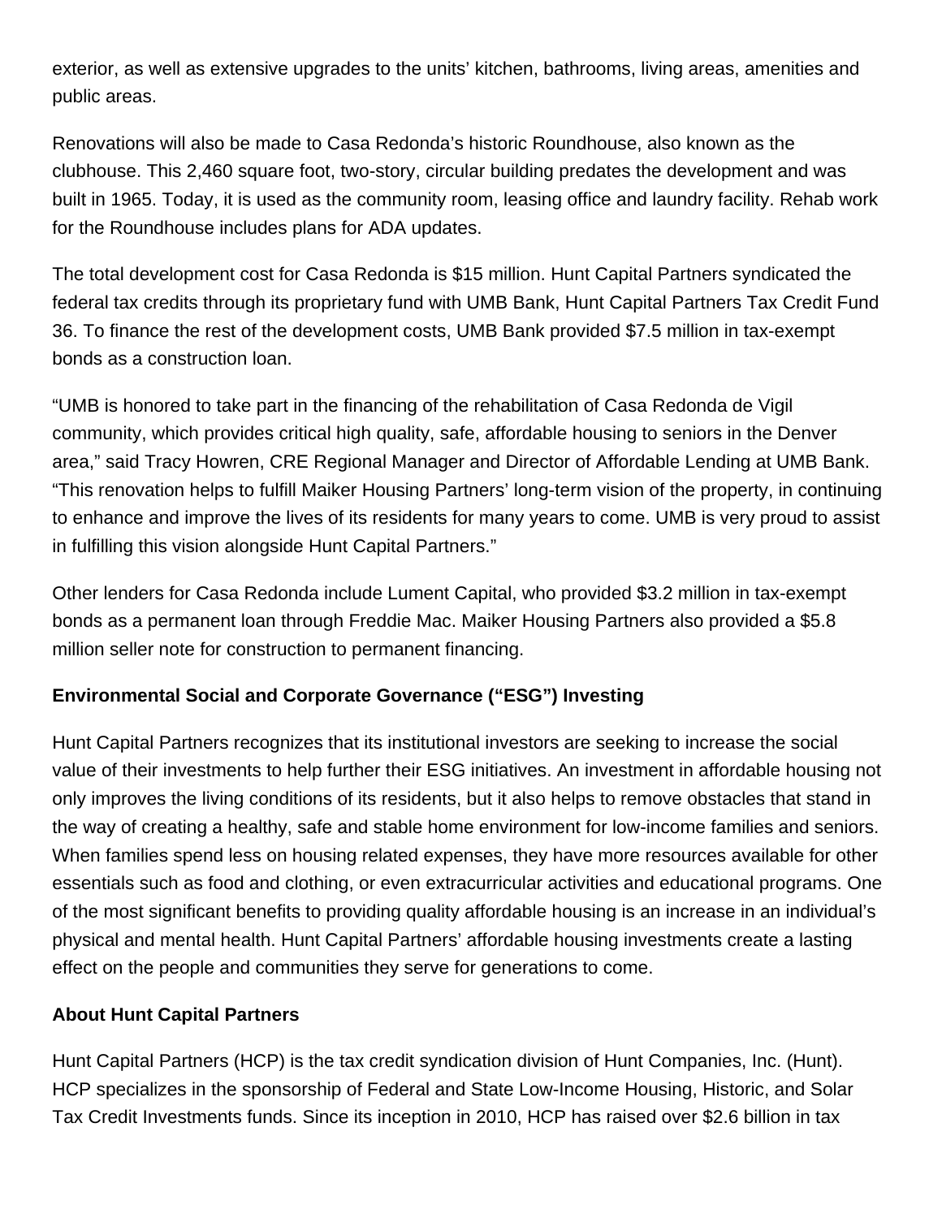exterior, as well as extensive upgrades to the units' kitchen, bathrooms, living areas, amenities and public areas.

Renovations will also be made to Casa Redonda's historic Roundhouse, also known as the clubhouse. This 2,460 square foot, two-story, circular building predates the development and was built in 1965. Today, it is used as the community room, leasing office and laundry facility. Rehab work for the Roundhouse includes plans for ADA updates.

The total development cost for Casa Redonda is $15 million. Hunt Capital Partners syndicated the federal tax credits through its proprietary fund with UMB Bank, Hunt Capital Partners Tax Credit Fund 36. To finance the rest of the development costs, UMB Bank provided $7.5 million in tax-exempt bonds as a construction loan.

"UMB is honored to take part in the financing of the rehabilitation of Casa Redonda de Vigil community, which provides critical high quality, safe, affordable housing to seniors in the Denver area," said Tracy Howren, CRE Regional Manager and Director of Affordable Lending at UMB Bank. "This renovation helps to fulfill Maiker Housing Partners' long-term vision of the property, in continuing to enhance and improve the lives of its residents for many years to come. UMB is very proud to assist in fulfilling this vision alongside Hunt Capital Partners."

Other lenders for Casa Redonda include Lument Capital, who provided $3.2 million in tax-exempt bonds as a permanent loan through Freddie Mac. Maiker Housing Partners also provided a $5.8 million seller note for construction to permanent financing.

**Environmental Social and Corporate Governance ("ESG") Investing**

Hunt Capital Partners recognizes that its institutional investors are seeking to increase the social value of their investments to help further their ESG initiatives. An investment in affordable housing not only improves the living conditions of its residents, but it also helps to remove obstacles that stand in the way of creating a healthy, safe and stable home environment for low-income families and seniors. When families spend less on housing related expenses, they have more resources available for other essentials such as food and clothing, or even extracurricular activities and educational programs. One of the most significant benefits to providing quality affordable housing is an increase in an individual's physical and mental health. Hunt Capital Partners' affordable housing investments create a lasting effect on the people and communities they serve for generations to come.

**About Hunt Capital Partners**

Hunt Capital Partners (HCP) is the tax credit syndication division of Hunt Companies, Inc. (Hunt). HCP specializes in the sponsorship of Federal and State Low-Income Housing, Historic, and Solar Tax Credit Investments funds. Since its inception in 2010, HCP has raised over $2.6 billion in tax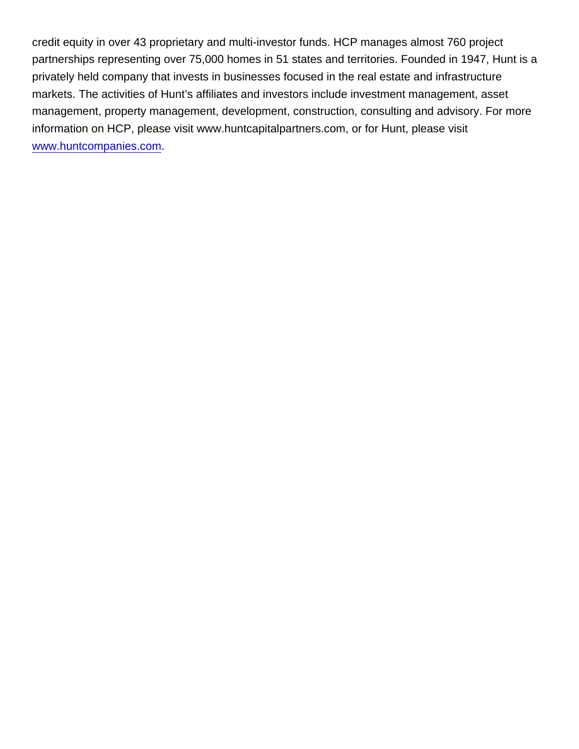credit equity in over 43 proprietary and multi-investor funds. HCP manages almost 760 project partnerships representing over 75,000 homes in 51 states and territories. Founded in 1947, Hunt is a privately held company that invests in businesses focused in the real estate and infrastructure markets. The activities of Hunt's affiliates and investors include investment management, asset management, property management, development, construction, consulting and advisory. For more information on HCP, please visit www.huntcapitalpartners.com, or for Hunt, please visit [www.huntcompanies.com](http://www.huntcompanies.com).